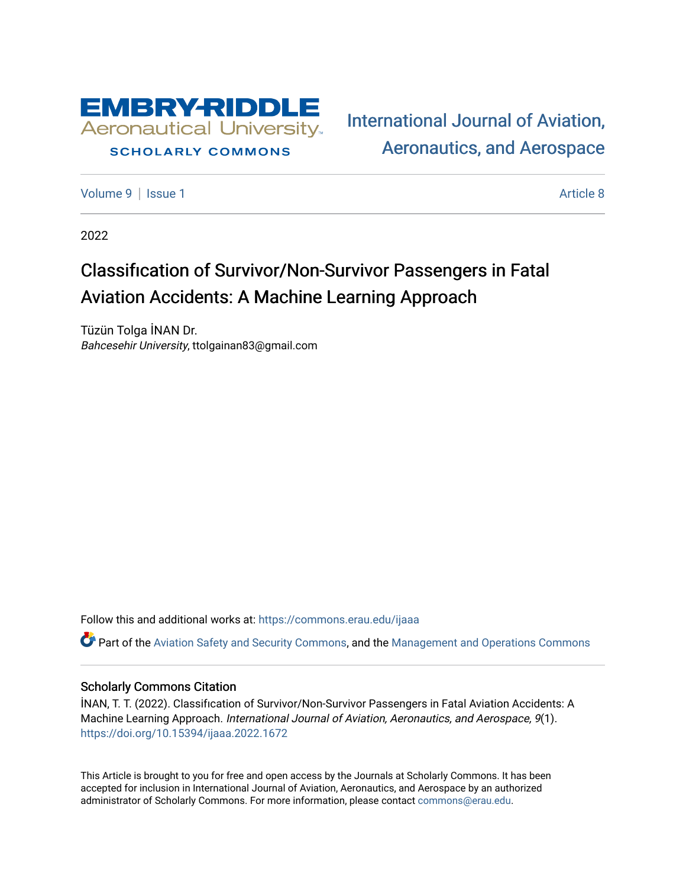EMBRY-RIDDLE Aeronautical University

SCHOLARLY COMMONS

International Journal of Aviation, Aeronautics, and Aerospace

Volume 9 | Issue 1 — Article 8

2022

# Classification of Survivor/Non-Survivor Passengers in Fatal Aviation Accidents: A Machine Learning Approach

Tüzün Tolga İNAN Dr.
*Bahcesehir University*, ttolgainan83@gmail.com

Follow this and additional works at: https://commons.erau.edu/ijaaa

Part of the Aviation Safety and Security Commons, and the Management and Operations Commons

## Scholarly Commons Citation

İNAN, T. T. (2022). Classification of Survivor/Non-Survivor Passengers in Fatal Aviation Accidents: A Machine Learning Approach. *International Journal of Aviation, Aeronautics, and Aerospace, 9*(1). https://doi.org/10.15394/ijaaa.2022.1672

This Article is brought to you for free and open access by the Journals at Scholarly Commons. It has been accepted for inclusion in International Journal of Aviation, Aeronautics, and Aerospace by an authorized administrator of Scholarly Commons. For more information, please contact commons@erau.edu.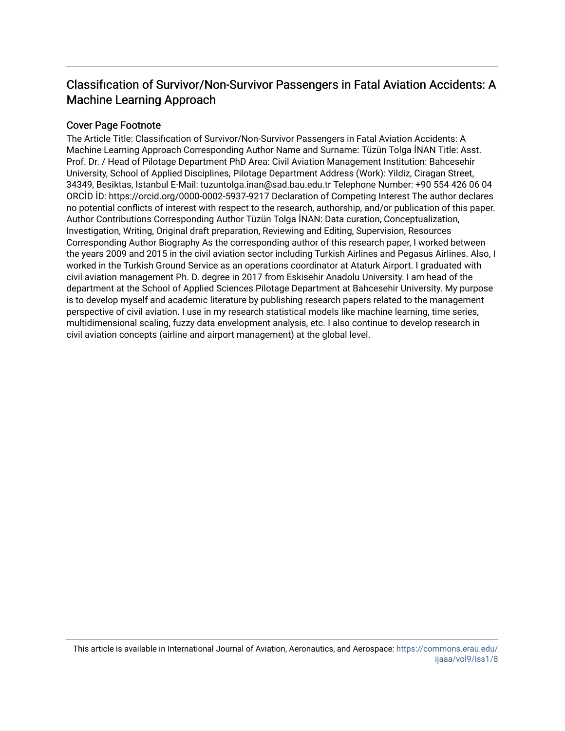## Classification of Survivor/Non-Survivor Passengers in Fatal Aviation Accidents: A Machine Learning Approach

### Cover Page Footnote

The Article Title: Classifıcation of Survivor/Non-Survivor Passengers in Fatal Aviation Accidents: A Machine Learning Approach Corresponding Author Name and Surname: Tüzün Tolga İNAN Title: Asst. Prof. Dr. / Head of Pilotage Department PhD Area: Civil Aviation Management Institution: Bahcesehir University, School of Applied Disciplines, Pilotage Department Address (Work): Yildiz, Ciragan Street, 34349, Besiktas, Istanbul E-Mail: tuzuntolga.inan@sad.bau.edu.tr Telephone Number: +90 554 426 06 04 ORCİD İD: https://orcid.org/0000-0002-5937-9217 Declaration of Competing Interest The author declares no potential conflicts of interest with respect to the research, authorship, and/or publication of this paper. Author Contributions Corresponding Author Tüzün Tolga İNAN: Data curation, Conceptualization, Investigation, Writing, Original draft preparation, Reviewing and Editing, Supervision, Resources Corresponding Author Biography As the corresponding author of this research paper, I worked between the years 2009 and 2015 in the civil aviation sector including Turkish Airlines and Pegasus Airlines. Also, I worked in the Turkish Ground Service as an operations coordinator at Ataturk Airport. I graduated with civil aviation management Ph. D. degree in 2017 from Eskisehir Anadolu University. I am head of the department at the School of Applied Sciences Pilotage Department at Bahcesehir University. My purpose is to develop myself and academic literature by publishing research papers related to the management perspective of civil aviation. I use in my research statistical models like machine learning, time series, multidimensional scaling, fuzzy data envelopment analysis, etc. I also continue to develop research in civil aviation concepts (airline and airport management) at the global level.

This article is available in International Journal of Aviation, Aeronautics, and Aerospace: https://commons.erau.edu/ijaaa/vol9/iss1/8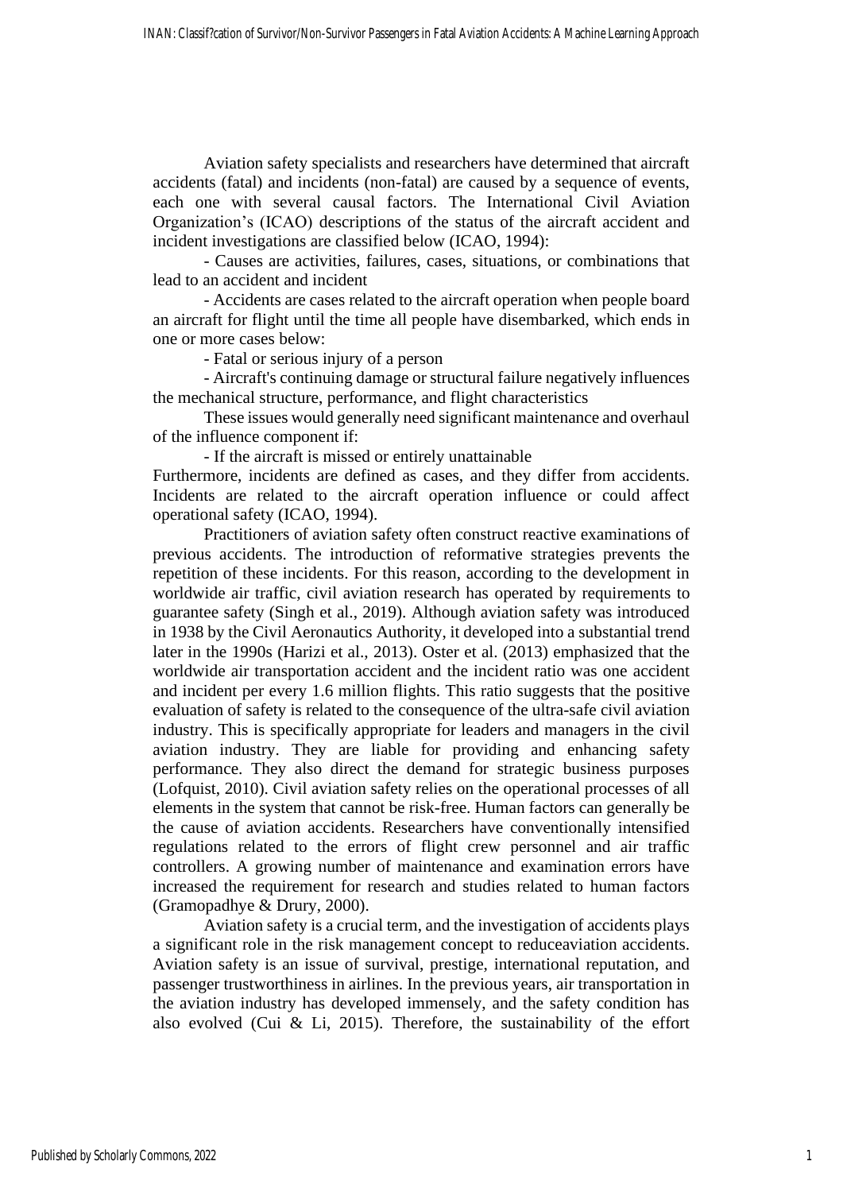Aviation safety specialists and researchers have determined that aircraft accidents (fatal) and incidents (non-fatal) are caused by a sequence of events, each one with several causal factors. The International Civil Aviation Organization's (ICAO) descriptions of the status of the aircraft accident and incident investigations are classified below (ICAO, 1994):

- Causes are activities, failures, cases, situations, or combinations that lead to an accident and incident

- Accidents are cases related to the aircraft operation when people board an aircraft for flight until the time all people have disembarked, which ends in one or more cases below:

- Fatal or serious injury of a person

- Aircraft's continuing damage or structural failure negatively influences the mechanical structure, performance, and flight characteristics

These issues would generally need significant maintenance and overhaul of the influence component if:

- If the aircraft is missed or entirely unattainable

Furthermore, incidents are defined as cases, and they differ from accidents. Incidents are related to the aircraft operation influence or could affect operational safety (ICAO, 1994).

Practitioners of aviation safety often construct reactive examinations of previous accidents. The introduction of reformative strategies prevents the repetition of these incidents. For this reason, according to the development in worldwide air traffic, civil aviation research has operated by requirements to guarantee safety (Singh et al., 2019). Although aviation safety was introduced in 1938 by the Civil Aeronautics Authority, it developed into a substantial trend later in the 1990s (Harizi et al., 2013). Oster et al. (2013) emphasized that the worldwide air transportation accident and the incident ratio was one accident and incident per every 1.6 million flights. This ratio suggests that the positive evaluation of safety is related to the consequence of the ultra-safe civil aviation industry. This is specifically appropriate for leaders and managers in the civil aviation industry. They are liable for providing and enhancing safety performance. They also direct the demand for strategic business purposes (Lofquist, 2010). Civil aviation safety relies on the operational processes of all elements in the system that cannot be risk-free. Human factors can generally be the cause of aviation accidents. Researchers have conventionally intensified regulations related to the errors of flight crew personnel and air traffic controllers. A growing number of maintenance and examination errors have increased the requirement for research and studies related to human factors (Gramopadhye & Drury, 2000).

Aviation safety is a crucial term, and the investigation of accidents plays a significant role in the risk management concept to reduceaviation accidents. Aviation safety is an issue of survival, prestige, international reputation, and passenger trustworthiness in airlines. In the previous years, air transportation in the aviation industry has developed immensely, and the safety condition has also evolved (Cui & Li, 2015). Therefore, the sustainability of the effort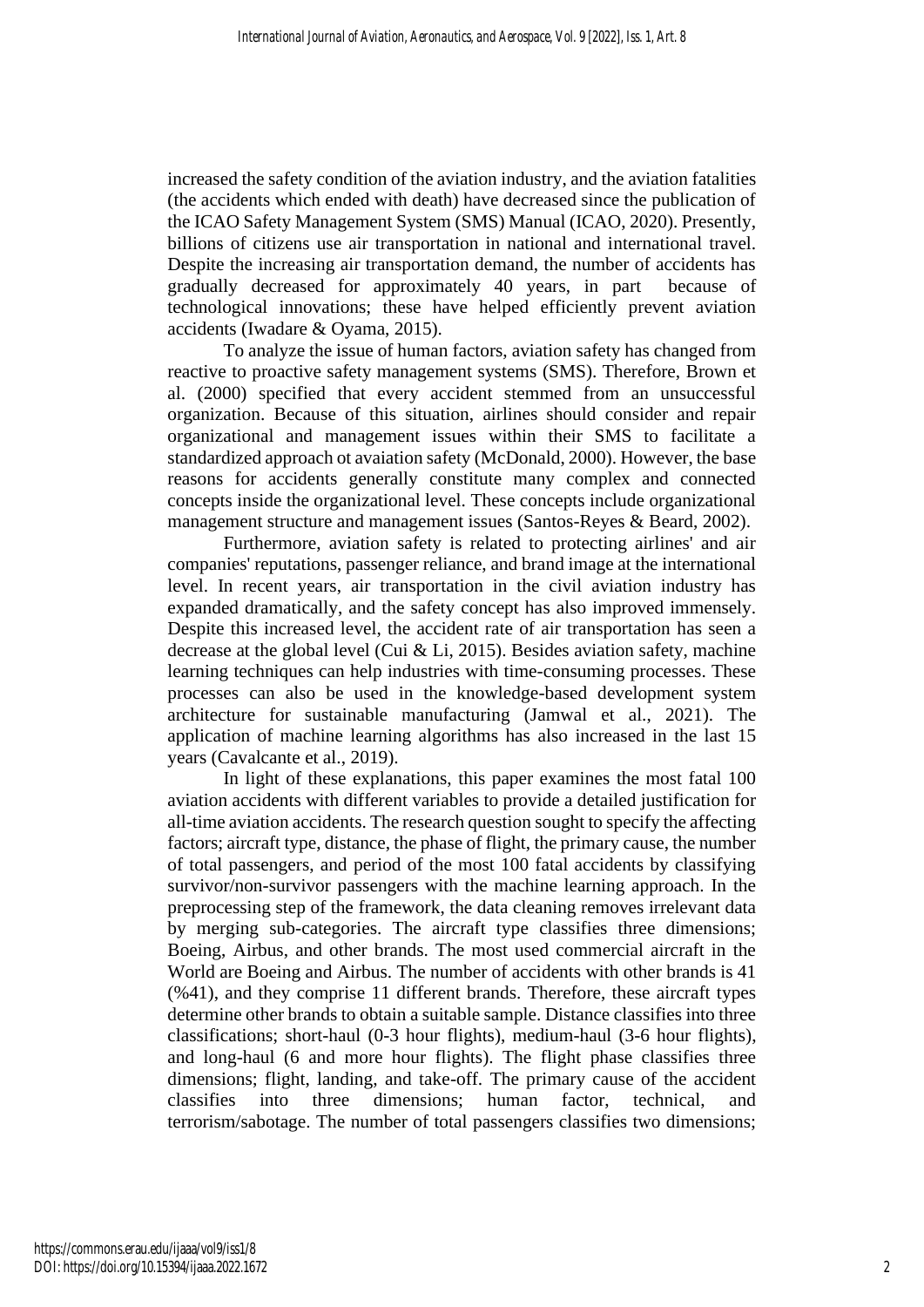increased the safety condition of the aviation industry, and the aviation fatalities (the accidents which ended with death) have decreased since the publication of the ICAO Safety Management System (SMS) Manual (ICAO, 2020). Presently, billions of citizens use air transportation in national and international travel. Despite the increasing air transportation demand, the number of accidents has gradually decreased for approximately 40 years, in part because of technological innovations; these have helped efficiently prevent aviation accidents (Iwadare & Oyama, 2015).

To analyze the issue of human factors, aviation safety has changed from reactive to proactive safety management systems (SMS). Therefore, Brown et al. (2000) specified that every accident stemmed from an unsuccessful organization. Because of this situation, airlines should consider and repair organizational and management issues within their SMS to facilitate a standardized approach ot avaiation safety (McDonald, 2000). However, the base reasons for accidents generally constitute many complex and connected concepts inside the organizational level. These concepts include organizational management structure and management issues (Santos-Reyes & Beard, 2002).

Furthermore, aviation safety is related to protecting airlines' and air companies' reputations, passenger reliance, and brand image at the international level. In recent years, air transportation in the civil aviation industry has expanded dramatically, and the safety concept has also improved immensely. Despite this increased level, the accident rate of air transportation has seen a decrease at the global level (Cui & Li, 2015). Besides aviation safety, machine learning techniques can help industries with time-consuming processes. These processes can also be used in the knowledge-based development system architecture for sustainable manufacturing (Jamwal et al., 2021). The application of machine learning algorithms has also increased in the last 15 years (Cavalcante et al., 2019).

In light of these explanations, this paper examines the most fatal 100 aviation accidents with different variables to provide a detailed justification for all-time aviation accidents. The research question sought to specify the affecting factors; aircraft type, distance, the phase of flight, the primary cause, the number of total passengers, and period of the most 100 fatal accidents by classifying survivor/non-survivor passengers with the machine learning approach. In the preprocessing step of the framework, the data cleaning removes irrelevant data by merging sub-categories. The aircraft type classifies three dimensions; Boeing, Airbus, and other brands. The most used commercial aircraft in the World are Boeing and Airbus. The number of accidents with other brands is 41 (%41), and they comprise 11 different brands. Therefore, these aircraft types determine other brands to obtain a suitable sample. Distance classifies into three classifications; short-haul (0-3 hour flights), medium-haul (3-6 hour flights), and long-haul (6 and more hour flights). The flight phase classifies three dimensions; flight, landing, and take-off. The primary cause of the accident classifies into three dimensions; human factor, technical, and terrorism/sabotage. The number of total passengers classifies two dimensions;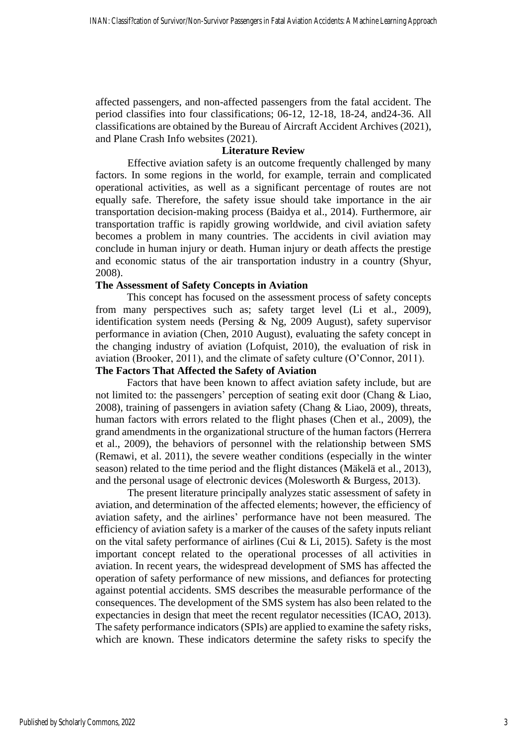affected passengers, and non-affected passengers from the fatal accident. The period classifies into four classifications; 06-12, 12-18, 18-24, and24-36. All classifications are obtained by the Bureau of Aircraft Accident Archives (2021), and Plane Crash Info websites (2021).

## Literature Review

Effective aviation safety is an outcome frequently challenged by many factors. In some regions in the world, for example, terrain and complicated operational activities, as well as a significant percentage of routes are not equally safe. Therefore, the safety issue should take importance in the air transportation decision-making process (Baidya et al., 2014). Furthermore, air transportation traffic is rapidly growing worldwide, and civil aviation safety becomes a problem in many countries. The accidents in civil aviation may conclude in human injury or death. Human injury or death affects the prestige and economic status of the air transportation industry in a country (Shyur, 2008).

### The Assessment of Safety Concepts in Aviation

This concept has focused on the assessment process of safety concepts from many perspectives such as; safety target level (Li et al., 2009), identification system needs (Persing & Ng, 2009 August), safety supervisor performance in aviation (Chen, 2010 August), evaluating the safety concept in the changing industry of aviation (Lofquist, 2010), the evaluation of risk in aviation (Brooker, 2011), and the climate of safety culture (O'Connor, 2011).

### The Factors That Affected the Safety of Aviation

Factors that have been known to affect aviation safety include, but are not limited to: the passengers' perception of seating exit door (Chang & Liao, 2008), training of passengers in aviation safety (Chang & Liao, 2009), threats, human factors with errors related to the flight phases (Chen et al., 2009), the grand amendments in the organizational structure of the human factors (Herrera et al., 2009), the behaviors of personnel with the relationship between SMS (Remawi, et al. 2011), the severe weather conditions (especially in the winter season) related to the time period and the flight distances (Mäkelä et al., 2013), and the personal usage of electronic devices (Molesworth & Burgess, 2013).

The present literature principally analyzes static assessment of safety in aviation, and determination of the affected elements; however, the efficiency of aviation safety, and the airlines' performance have not been measured. The efficiency of aviation safety is a marker of the causes of the safety inputs reliant on the vital safety performance of airlines (Cui & Li, 2015). Safety is the most important concept related to the operational processes of all activities in aviation. In recent years, the widespread development of SMS has affected the operation of safety performance of new missions, and defiances for protecting against potential accidents. SMS describes the measurable performance of the consequences. The development of the SMS system has also been related to the expectancies in design that meet the recent regulator necessities (ICAO, 2013). The safety performance indicators (SPIs) are applied to examine the safety risks, which are known. These indicators determine the safety risks to specify the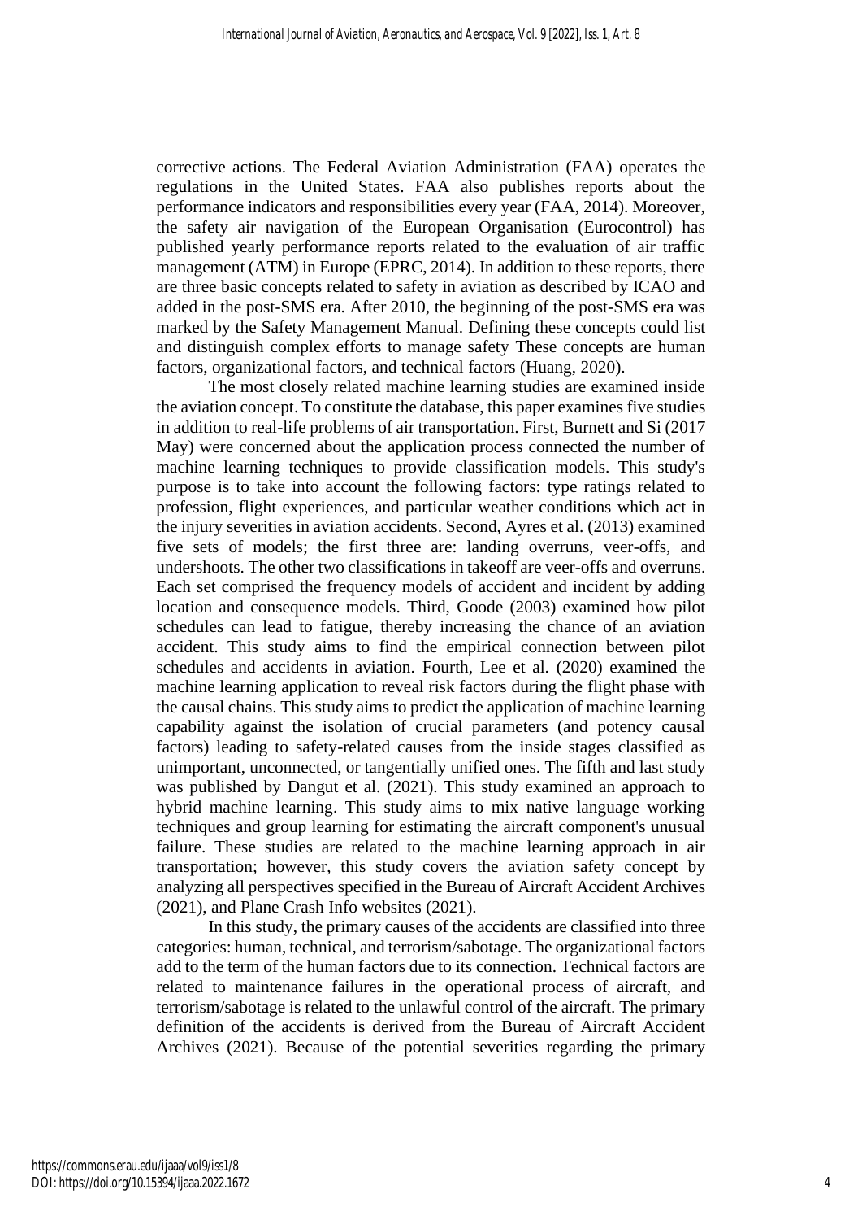corrective actions. The Federal Aviation Administration (FAA) operates the regulations in the United States. FAA also publishes reports about the performance indicators and responsibilities every year (FAA, 2014). Moreover, the safety air navigation of the European Organisation (Eurocontrol) has published yearly performance reports related to the evaluation of air traffic management (ATM) in Europe (EPRC, 2014). In addition to these reports, there are three basic concepts related to safety in aviation as described by ICAO and added in the post-SMS era. After 2010, the beginning of the post-SMS era was marked by the Safety Management Manual. Defining these concepts could list and distinguish complex efforts to manage safety These concepts are human factors, organizational factors, and technical factors (Huang, 2020).

The most closely related machine learning studies are examined inside the aviation concept. To constitute the database, this paper examines five studies in addition to real-life problems of air transportation. First, Burnett and Si (2017 May) were concerned about the application process connected the number of machine learning techniques to provide classification models. This study's purpose is to take into account the following factors: type ratings related to profession, flight experiences, and particular weather conditions which act in the injury severities in aviation accidents. Second, Ayres et al. (2013) examined five sets of models; the first three are: landing overruns, veer-offs, and undershoots. The other two classifications in takeoff are veer-offs and overruns. Each set comprised the frequency models of accident and incident by adding location and consequence models. Third, Goode (2003) examined how pilot schedules can lead to fatigue, thereby increasing the chance of an aviation accident. This study aims to find the empirical connection between pilot schedules and accidents in aviation. Fourth, Lee et al. (2020) examined the machine learning application to reveal risk factors during the flight phase with the causal chains. This study aims to predict the application of machine learning capability against the isolation of crucial parameters (and potency causal factors) leading to safety-related causes from the inside stages classified as unimportant, unconnected, or tangentially unified ones. The fifth and last study was published by Dangut et al. (2021). This study examined an approach to hybrid machine learning. This study aims to mix native language working techniques and group learning for estimating the aircraft component's unusual failure. These studies are related to the machine learning approach in air transportation; however, this study covers the aviation safety concept by analyzing all perspectives specified in the Bureau of Aircraft Accident Archives (2021), and Plane Crash Info websites (2021).

In this study, the primary causes of the accidents are classified into three categories: human, technical, and terrorism/sabotage. The organizational factors add to the term of the human factors due to its connection. Technical factors are related to maintenance failures in the operational process of aircraft, and terrorism/sabotage is related to the unlawful control of the aircraft. The primary definition of the accidents is derived from the Bureau of Aircraft Accident Archives (2021). Because of the potential severities regarding the primary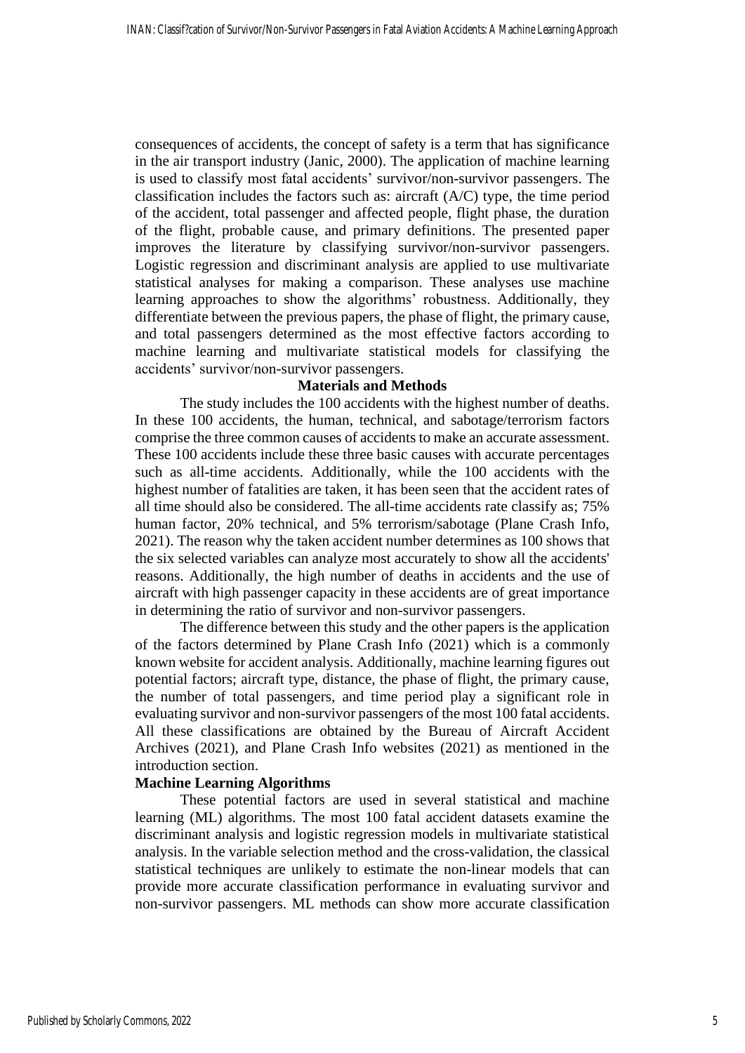consequences of accidents, the concept of safety is a term that has significance in the air transport industry (Janic, 2000). The application of machine learning is used to classify most fatal accidents' survivor/non-survivor passengers. The classification includes the factors such as: aircraft (A/C) type, the time period of the accident, total passenger and affected people, flight phase, the duration of the flight, probable cause, and primary definitions. The presented paper improves the literature by classifying survivor/non-survivor passengers. Logistic regression and discriminant analysis are applied to use multivariate statistical analyses for making a comparison. These analyses use machine learning approaches to show the algorithms' robustness. Additionally, they differentiate between the previous papers, the phase of flight, the primary cause, and total passengers determined as the most effective factors according to machine learning and multivariate statistical models for classifying the accidents' survivor/non-survivor passengers.

## Materials and Methods

The study includes the 100 accidents with the highest number of deaths. In these 100 accidents, the human, technical, and sabotage/terrorism factors comprise the three common causes of accidents to make an accurate assessment. These 100 accidents include these three basic causes with accurate percentages such as all-time accidents. Additionally, while the 100 accidents with the highest number of fatalities are taken, it has been seen that the accident rates of all time should also be considered. The all-time accidents rate classify as; 75% human factor, 20% technical, and 5% terrorism/sabotage (Plane Crash Info, 2021). The reason why the taken accident number determines as 100 shows that the six selected variables can analyze most accurately to show all the accidents' reasons. Additionally, the high number of deaths in accidents and the use of aircraft with high passenger capacity in these accidents are of great importance in determining the ratio of survivor and non-survivor passengers.

The difference between this study and the other papers is the application of the factors determined by Plane Crash Info (2021) which is a commonly known website for accident analysis. Additionally, machine learning figures out potential factors; aircraft type, distance, the phase of flight, the primary cause, the number of total passengers, and time period play a significant role in evaluating survivor and non-survivor passengers of the most 100 fatal accidents. All these classifications are obtained by the Bureau of Aircraft Accident Archives (2021), and Plane Crash Info websites (2021) as mentioned in the introduction section.

### Machine Learning Algorithms

These potential factors are used in several statistical and machine learning (ML) algorithms. The most 100 fatal accident datasets examine the discriminant analysis and logistic regression models in multivariate statistical analysis. In the variable selection method and the cross-validation, the classical statistical techniques are unlikely to estimate the non-linear models that can provide more accurate classification performance in evaluating survivor and non-survivor passengers. ML methods can show more accurate classification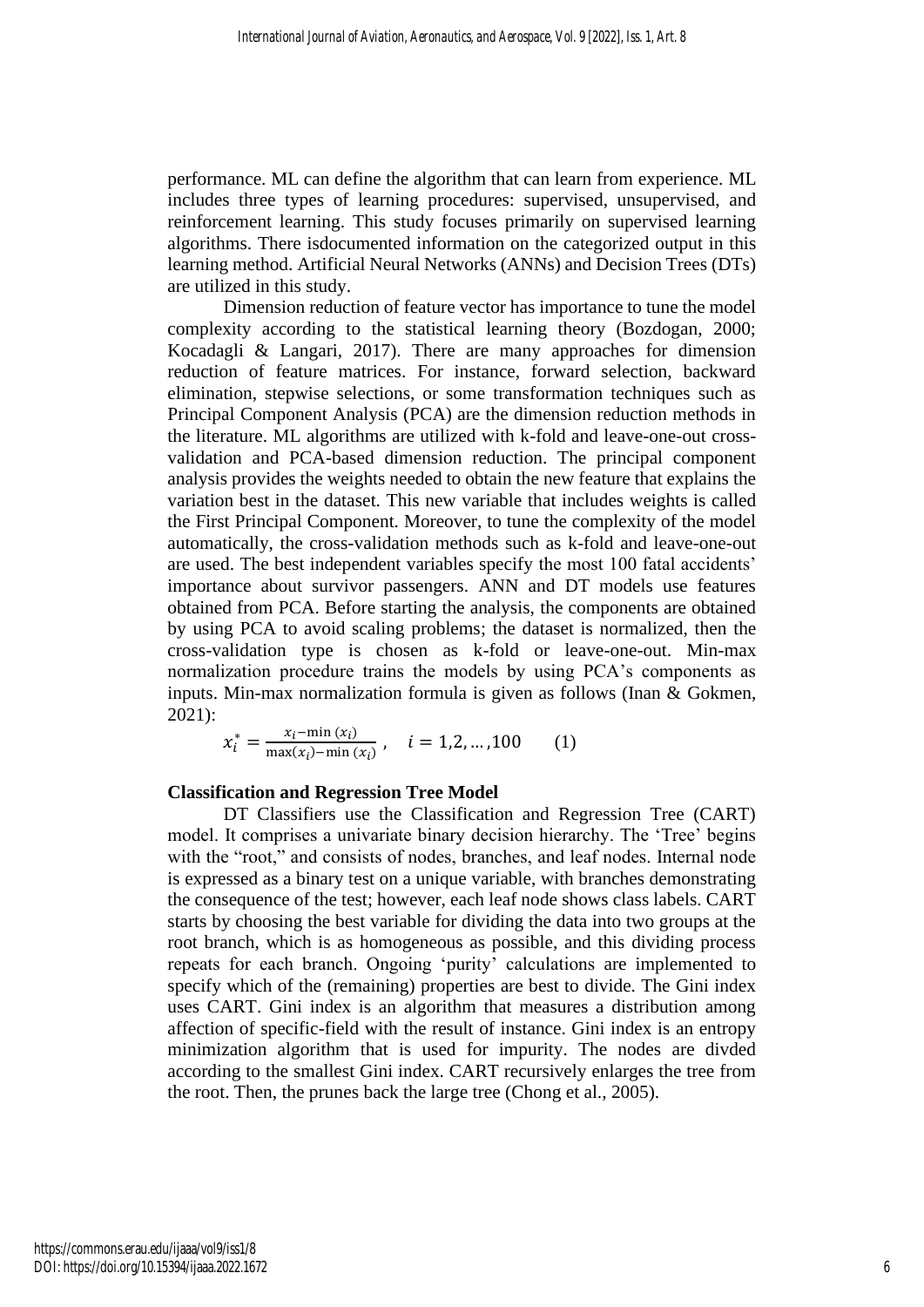performance. ML can define the algorithm that can learn from experience. ML includes three types of learning procedures: supervised, unsupervised, and reinforcement learning. This study focuses primarily on supervised learning algorithms. There isdocumented information on the categorized output in this learning method. Artificial Neural Networks (ANNs) and Decision Trees (DTs) are utilized in this study.

Dimension reduction of feature vector has importance to tune the model complexity according to the statistical learning theory (Bozdogan, 2000; Kocadagli & Langari, 2017). There are many approaches for dimension reduction of feature matrices. For instance, forward selection, backward elimination, stepwise selections, or some transformation techniques such as Principal Component Analysis (PCA) are the dimension reduction methods in the literature. ML algorithms are utilized with k-fold and leave-one-out cross-validation and PCA-based dimension reduction. The principal component analysis provides the weights needed to obtain the new feature that explains the variation best in the dataset. This new variable that includes weights is called the First Principal Component. Moreover, to tune the complexity of the model automatically, the cross-validation methods such as k-fold and leave-one-out are used. The best independent variables specify the most 100 fatal accidents' importance about survivor passengers. ANN and DT models use features obtained from PCA. Before starting the analysis, the components are obtained by using PCA to avoid scaling problems; the dataset is normalized, then the cross-validation type is chosen as k-fold or leave-one-out. Min-max normalization procedure trains the models by using PCA's components as inputs. Min-max normalization formula is given as follows (Inan & Gokmen, 2021):

$$x_i^* = \frac{x_i - \min(x_i)}{\max(x_i) - \min(x_i)}, \quad i = 1,2,\ldots,100 \qquad (1)$$

**Classification and Regression Tree Model**

DT Classifiers use the Classification and Regression Tree (CART) model. It comprises a univariate binary decision hierarchy. The 'Tree' begins with the "root," and consists of nodes, branches, and leaf nodes. Internal node is expressed as a binary test on a unique variable, with branches demonstrating the consequence of the test; however, each leaf node shows class labels. CART starts by choosing the best variable for dividing the data into two groups at the root branch, which is as homogeneous as possible, and this dividing process repeats for each branch. Ongoing 'purity' calculations are implemented to specify which of the (remaining) properties are best to divide. The Gini index uses CART. Gini index is an algorithm that measures a distribution among affection of specific-field with the result of instance. Gini index is an entropy minimization algorithm that is used for impurity. The nodes are divded according to the smallest Gini index. CART recursively enlarges the tree from the root. Then, the prunes back the large tree (Chong et al., 2005).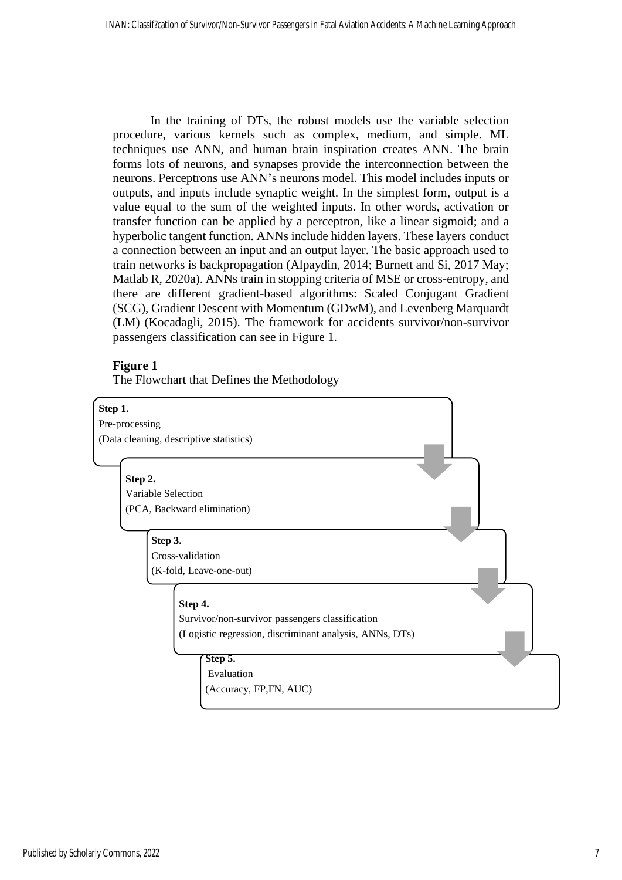In the training of DTs, the robust models use the variable selection procedure, various kernels such as complex, medium, and simple. ML techniques use ANN, and human brain inspiration creates ANN. The brain forms lots of neurons, and synapses provide the interconnection between the neurons. Perceptrons use ANN's neurons model. This model includes inputs or outputs, and inputs include synaptic weight. In the simplest form, output is a value equal to the sum of the weighted inputs. In other words, activation or transfer function can be applied by a perceptron, like a linear sigmoid; and a hyperbolic tangent function. ANNs include hidden layers. These layers conduct a connection between an input and an output layer. The basic approach used to train networks is backpropagation (Alpaydin, 2014; Burnett and Si, 2017 May; Matlab R, 2020a). ANNs train in stopping criteria of MSE or cross-entropy, and there are different gradient-based algorithms: Scaled Conjugant Gradient (SCG), Gradient Descent with Momentum (GDwM), and Levenberg Marquardt (LM) (Kocadagli, 2015). The framework for accidents survivor/non-survivor passengers classification can see in Figure 1.

**Figure 1**

The Flowchart that Defines the Methodology

**Step 1.**
Pre-processing
(Data cleaning, descriptive statistics)

**Step 2.**
Variable Selection
(PCA, Backward elimination)

**Step 3.**
Cross-validation
(K-fold, Leave-one-out)

**Step 4.**
Survivor/non-survivor passengers classification
(Logistic regression, discriminant analysis, ANNs, DTs)

**Step 5.**
Evaluation
(Accuracy, FP,FN, AUC)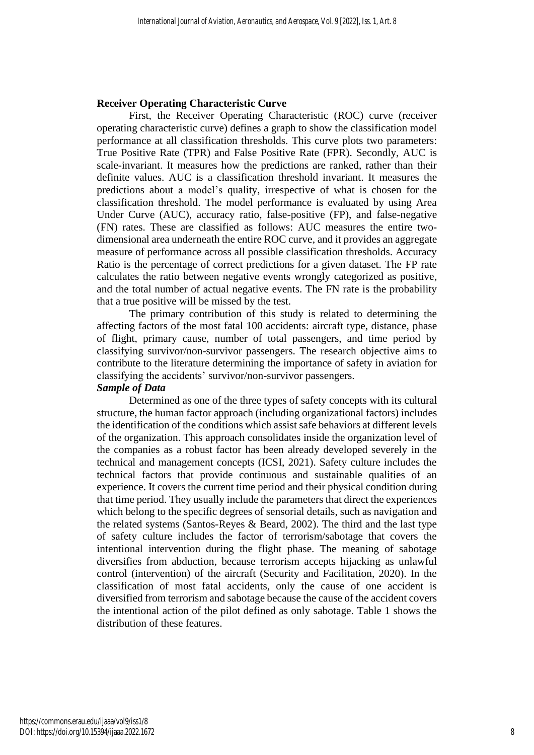**Receiver Operating Characteristic Curve**

First, the Receiver Operating Characteristic (ROC) curve (receiver operating characteristic curve) defines a graph to show the classification model performance at all classification thresholds. This curve plots two parameters: True Positive Rate (TPR) and False Positive Rate (FPR). Secondly, AUC is scale-invariant. It measures how the predictions are ranked, rather than their definite values. AUC is a classification threshold invariant. It measures the predictions about a model's quality, irrespective of what is chosen for the classification threshold. The model performance is evaluated by using Area Under Curve (AUC), accuracy ratio, false-positive (FP), and false-negative (FN) rates. These are classified as follows: AUC measures the entire two-dimensional area underneath the entire ROC curve, and it provides an aggregate measure of performance across all possible classification thresholds. Accuracy Ratio is the percentage of correct predictions for a given dataset. The FP rate calculates the ratio between negative events wrongly categorized as positive, and the total number of actual negative events. The FN rate is the probability that a true positive will be missed by the test.

The primary contribution of this study is related to determining the affecting factors of the most fatal 100 accidents: aircraft type, distance, phase of flight, primary cause, number of total passengers, and time period by classifying survivor/non-survivor passengers. The research objective aims to contribute to the literature determining the importance of safety in aviation for classifying the accidents' survivor/non-survivor passengers.

***Sample of Data***

Determined as one of the three types of safety concepts with its cultural structure, the human factor approach (including organizational factors) includes the identification of the conditions which assist safe behaviors at different levels of the organization. This approach consolidates inside the organization level of the companies as a robust factor has been already developed severely in the technical and management concepts (ICSI, 2021). Safety culture includes the technical factors that provide continuous and sustainable qualities of an experience. It covers the current time period and their physical condition during that time period. They usually include the parameters that direct the experiences which belong to the specific degrees of sensorial details, such as navigation and the related systems (Santos-Reyes & Beard, 2002). The third and the last type of safety culture includes the factor of terrorism/sabotage that covers the intentional intervention during the flight phase. The meaning of sabotage diversifies from abduction, because terrorism accepts hijacking as unlawful control (intervention) of the aircraft (Security and Facilitation, 2020). In the classification of most fatal accidents, only the cause of one accident is diversified from terrorism and sabotage because the cause of the accident covers the intentional action of the pilot defined as only sabotage. Table 1 shows the distribution of these features.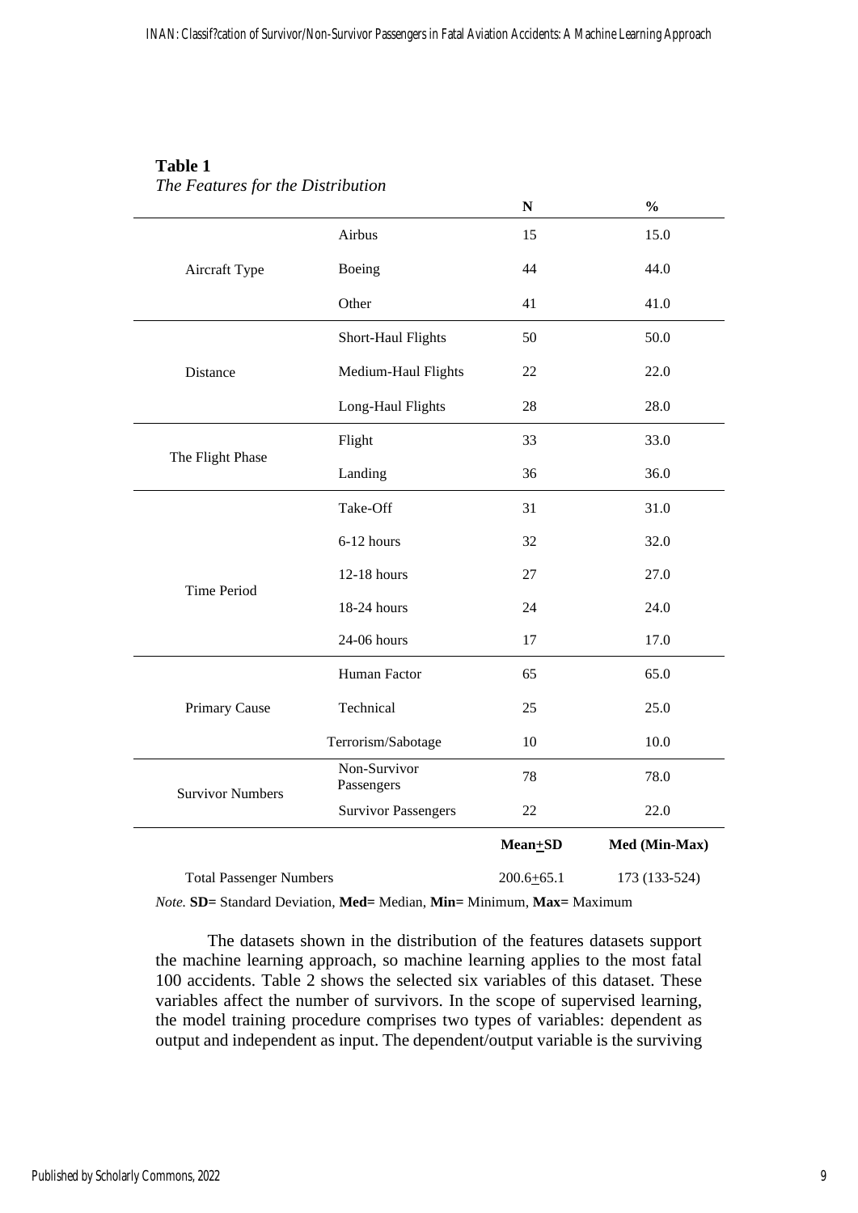**Table 1**

*The Features for the Distribution*

| | | N | % |
|---|---|---|---|
| Aircraft Type | Airbus | 15 | 15.0 |
| | Boeing | 44 | 44.0 |
| | Other | 41 | 41.0 |
| Distance | Short-Haul Flights | 50 | 50.0 |
| | Medium-Haul Flights | 22 | 22.0 |
| | Long-Haul Flights | 28 | 28.0 |
| The Flight Phase | Flight | 33 | 33.0 |
| | Landing | 36 | 36.0 |
| | Take-Off | 31 | 31.0 |
| Time Period | 6-12 hours | 32 | 32.0 |
| | 12-18 hours | 27 | 27.0 |
| | 18-24 hours | 24 | 24.0 |
| | 24-06 hours | 17 | 17.0 |
| Primary Cause | Human Factor | 65 | 65.0 |
| | Technical | 25 | 25.0 |
| | Terrorism/Sabotage | 10 | 10.0 |
| Survivor Numbers | Non-Survivor Passengers | 78 | 78.0 |
| | Survivor Passengers | 22 | 22.0 |
| | | **Mean±SD** | **Med (Min-Max)** |
| Total Passenger Numbers | | 200.6±65.1 | 173 (133-524) |

*Note.* **SD=** Standard Deviation, **Med=** Median, **Min=** Minimum, **Max=** Maximum

The datasets shown in the distribution of the features datasets support the machine learning approach, so machine learning applies to the most fatal 100 accidents. Table 2 shows the selected six variables of this dataset. These variables affect the number of survivors. In the scope of supervised learning, the model training procedure comprises two types of variables: dependent as output and independent as input. The dependent/output variable is the surviving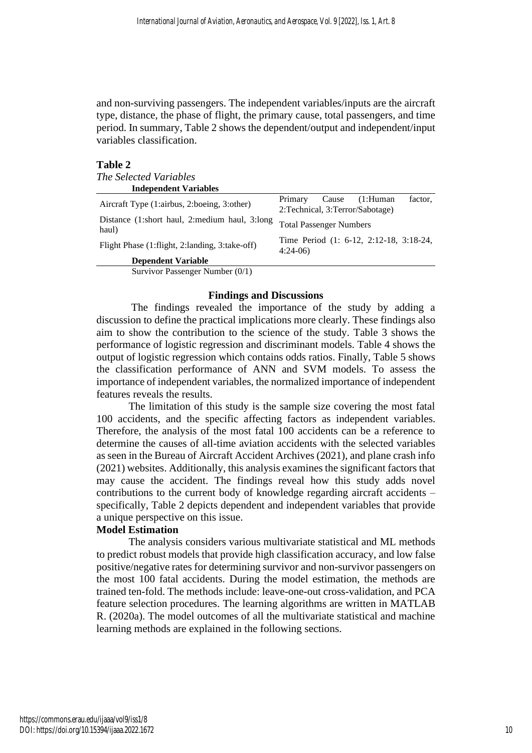and non-surviving passengers. The independent variables/inputs are the aircraft type, distance, the phase of flight, the primary cause, total passengers, and time period. In summary, Table 2 shows the dependent/output and independent/input variables classification.

**Table 2**

*The Selected Variables*

| **Independent Variables** | |
|---|---|
| Aircraft Type (1:airbus, 2:boeing, 3:other) | Primary Cause (1:Human factor, 2:Technical, 3:Terror/Sabotage) |
| Distance (1:short haul, 2:medium haul, 3:long haul) | Total Passenger Numbers |
| Flight Phase (1:flight, 2:landing, 3:take-off) | Time Period (1: 6-12, 2:12-18, 3:18-24, 4:24-06) |
| **Dependent Variable** | |
| Survivor Passenger Number (0/1) | |

## Findings and Discussions

The findings revealed the importance of the study by adding a discussion to define the practical implications more clearly. These findings also aim to show the contribution to the science of the study. Table 3 shows the performance of logistic regression and discriminant models. Table 4 shows the output of logistic regression which contains odds ratios. Finally, Table 5 shows the classification performance of ANN and SVM models. To assess the importance of independent variables, the normalized importance of independent features reveals the results.

The limitation of this study is the sample size covering the most fatal 100 accidents, and the specific affecting factors as independent variables. Therefore, the analysis of the most fatal 100 accidents can be a reference to determine the causes of all-time aviation accidents with the selected variables as seen in the Bureau of Aircraft Accident Archives (2021), and plane crash info (2021) websites. Additionally, this analysis examines the significant factors that may cause the accident. The findings reveal how this study adds novel contributions to the current body of knowledge regarding aircraft accidents – specifically, Table 2 depicts dependent and independent variables that provide a unique perspective on this issue.

### Model Estimation

The analysis considers various multivariate statistical and ML methods to predict robust models that provide high classification accuracy, and low false positive/negative rates for determining survivor and non-survivor passengers on the most 100 fatal accidents. During the model estimation, the methods are trained ten-fold. The methods include: leave-one-out cross-validation, and PCA feature selection procedures. The learning algorithms are written in MATLAB R. (2020a). The model outcomes of all the multivariate statistical and machine learning methods are explained in the following sections.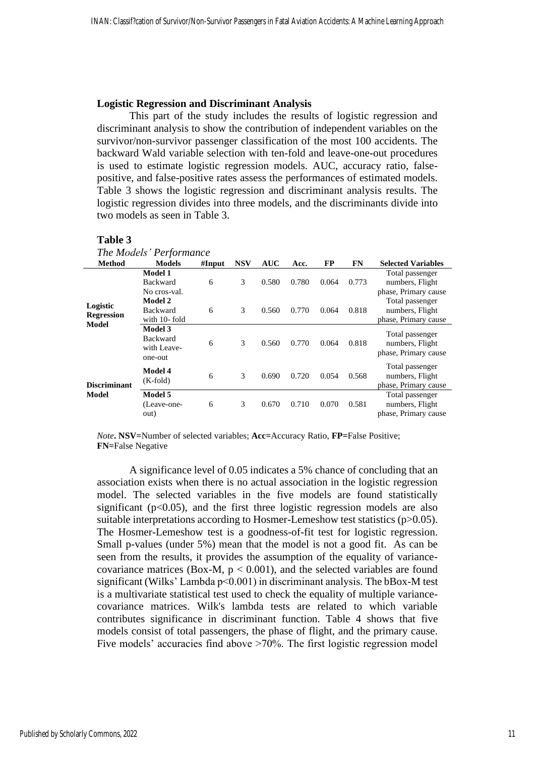### Logistic Regression and Discriminant Analysis

This part of the study includes the results of logistic regression and discriminant analysis to show the contribution of independent variables on the survivor/non-survivor passenger classification of the most 100 accidents. The backward Wald variable selection with ten-fold and leave-one-out procedures is used to estimate logistic regression models. AUC, accuracy ratio, false-positive, and false-positive rates assess the performances of estimated models. Table 3 shows the logistic regression and discriminant analysis results. The logistic regression divides into three models, and the discriminants divide into two models as seen in Table 3.

**Table 3**

*The Models' Performance*

| Method | Models | #Input | NSV | AUC | Acc. | FP | FN | Selected Variables |
|---|---|---|---|---|---|---|---|---|
| Logistic Regression Model | **Model 1** Backward No cros-val. | 6 | 3 | 0.580 | 0.780 | 0.064 | 0.773 | Total passenger numbers, Flight phase, Primary cause |
| | **Model 2** Backward with 10- fold | 6 | 3 | 0.560 | 0.770 | 0.064 | 0.818 | Total passenger numbers, Flight phase, Primary cause |
| | **Model 3** Backward with Leave-one-out | 6 | 3 | 0.560 | 0.770 | 0.064 | 0.818 | Total passenger numbers, Flight phase, Primary cause |
| Discriminant Model | **Model 4** (K-fold) | 6 | 3 | 0.690 | 0.720 | 0.054 | 0.568 | Total passenger numbers, Flight phase, Primary cause |
| | **Model 5** (Leave-one-out) | 6 | 3 | 0.670 | 0.710 | 0.070 | 0.581 | Total passenger numbers, Flight phase, Primary cause |

*Note***. NSV=**Number of selected variables; **Acc=**Accuracy Ratio, **FP=**False Positive; **FN=**False Negative

A significance level of 0.05 indicates a 5% chance of concluding that an association exists when there is no actual association in the logistic regression model. The selected variables in the five models are found statistically significant ($p<0.05$), and the first three logistic regression models are also suitable interpretations according to Hosmer-Lemeshow test statistics ($p>0.05$). The Hosmer-Lemeshow test is a goodness-of-fit test for logistic regression. Small p-values (under 5%) mean that the model is not a good fit. As can be seen from the results, it provides the assumption of the equality of variance-covariance matrices (Box-M, $p < 0.001$), and the selected variables are found significant (Wilks' Lambda $p<0.001$) in discriminant analysis. The bBox-M test is a multivariate statistical test used to check the equality of multiple variance-covariance matrices. Wilk's lambda tests are related to which variable contributes significance in discriminant function. Table 4 shows that five models consist of total passengers, the phase of flight, and the primary cause. Five models' accuracies find above >70%. The first logistic regression model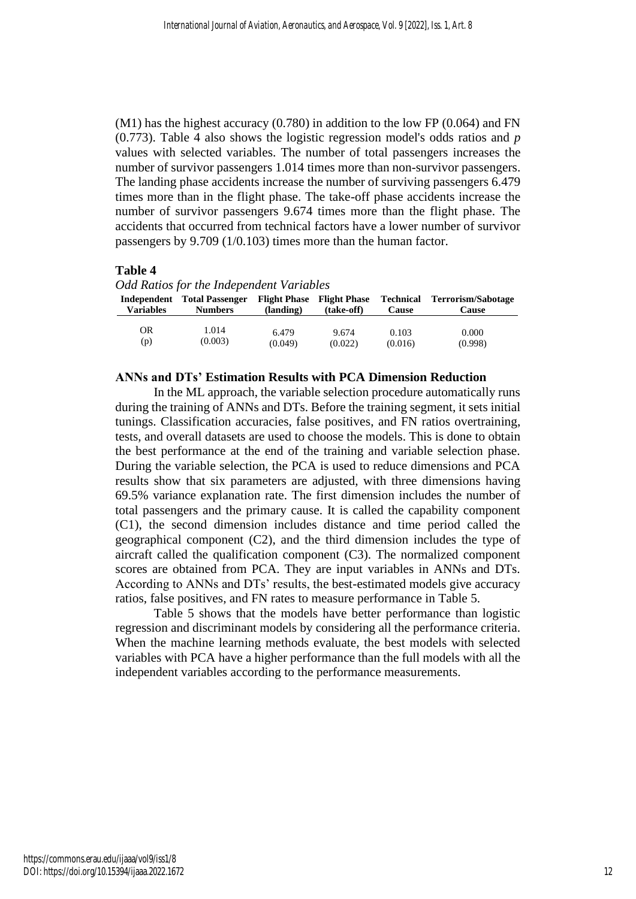(M1) has the highest accuracy (0.780) in addition to the low FP (0.064) and FN (0.773). Table 4 also shows the logistic regression model's odds ratios and *p* values with selected variables. The number of total passengers increases the number of survivor passengers 1.014 times more than non-survivor passengers. The landing phase accidents increase the number of surviving passengers 6.479 times more than in the flight phase. The take-off phase accidents increase the number of survivor passengers 9.674 times more than the flight phase. The accidents that occurred from technical factors have a lower number of survivor passengers by 9.709 (1/0.103) times more than the human factor.

**Table 4**

*Odd Ratios for the Independent Variables*

| Independent Variables | Total Passenger Numbers | Flight Phase (landing) | Flight Phase (take-off) | Technical Cause | Terrorism/Sabotage Cause |
|---|---|---|---|---|---|
| OR<br>(p) | 1.014<br>(0.003) | 6.479<br>(0.049) | 9.674<br>(0.022) | 0.103<br>(0.016) | 0.000<br>(0.998) |

### ANNs and DTs' Estimation Results with PCA Dimension Reduction

In the ML approach, the variable selection procedure automatically runs during the training of ANNs and DTs. Before the training segment, it sets initial tunings. Classification accuracies, false positives, and FN ratios overtraining, tests, and overall datasets are used to choose the models. This is done to obtain the best performance at the end of the training and variable selection phase. During the variable selection, the PCA is used to reduce dimensions and PCA results show that six parameters are adjusted, with three dimensions having 69.5% variance explanation rate. The first dimension includes the number of total passengers and the primary cause. It is called the capability component (C1), the second dimension includes distance and time period called the geographical component (C2), and the third dimension includes the type of aircraft called the qualification component (C3). The normalized component scores are obtained from PCA. They are input variables in ANNs and DTs. According to ANNs and DTs' results, the best-estimated models give accuracy ratios, false positives, and FN rates to measure performance in Table 5.

Table 5 shows that the models have better performance than logistic regression and discriminant models by considering all the performance criteria. When the machine learning methods evaluate, the best models with selected variables with PCA have a higher performance than the full models with all the independent variables according to the performance measurements.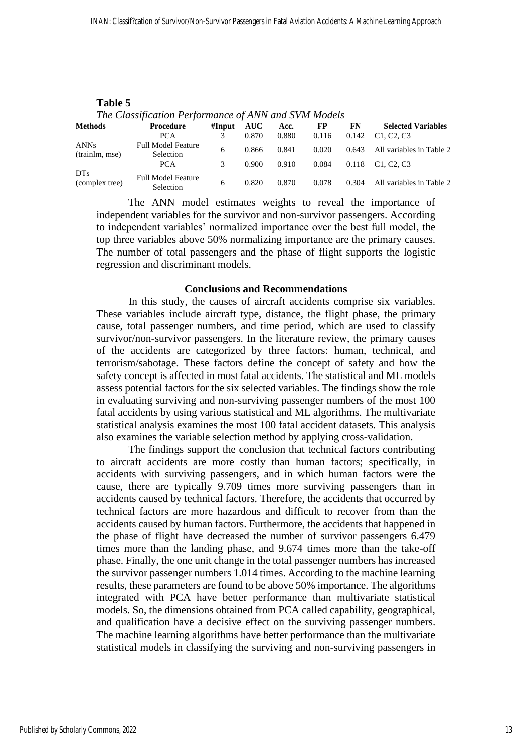**Table 5**

*The Classification Performance of ANN and SVM Models*

| Methods | Procedure | #Input | AUC | Acc. | FP | FN | Selected Variables |
|---|---|---|---|---|---|---|---|
| ANNs (trainlm, mse) | PCA | 3 | 0.870 | 0.880 | 0.116 | 0.142 | C1, C2, C3 |
| | Full Model Feature Selection | 6 | 0.866 | 0.841 | 0.020 | 0.643 | All variables in Table 2 |
| DTs (complex tree) | PCA | 3 | 0.900 | 0.910 | 0.084 | 0.118 | C1, C2, C3 |
| | Full Model Feature Selection | 6 | 0.820 | 0.870 | 0.078 | 0.304 | All variables in Table 2 |

The ANN model estimates weights to reveal the importance of independent variables for the survivor and non-survivor passengers. According to independent variables' normalized importance over the best full model, the top three variables above 50% normalizing importance are the primary causes. The number of total passengers and the phase of flight supports the logistic regression and discriminant models.

## Conclusions and Recommendations

In this study, the causes of aircraft accidents comprise six variables. These variables include aircraft type, distance, the flight phase, the primary cause, total passenger numbers, and time period, which are used to classify survivor/non-survivor passengers. In the literature review, the primary causes of the accidents are categorized by three factors: human, technical, and terrorism/sabotage. These factors define the concept of safety and how the safety concept is affected in most fatal accidents. The statistical and ML models assess potential factors for the six selected variables. The findings show the role in evaluating surviving and non-surviving passenger numbers of the most 100 fatal accidents by using various statistical and ML algorithms. The multivariate statistical analysis examines the most 100 fatal accident datasets. This analysis also examines the variable selection method by applying cross-validation.

The findings support the conclusion that technical factors contributing to aircraft accidents are more costly than human factors; specifically, in accidents with surviving passengers, and in which human factors were the cause, there are typically 9.709 times more surviving passengers than in accidents caused by technical factors. Therefore, the accidents that occurred by technical factors are more hazardous and difficult to recover from than the accidents caused by human factors. Furthermore, the accidents that happened in the phase of flight have decreased the number of survivor passengers 6.479 times more than the landing phase, and 9.674 times more than the take-off phase. Finally, the one unit change in the total passenger numbers has increased the survivor passenger numbers 1.014 times. According to the machine learning results, these parameters are found to be above 50% importance. The algorithms integrated with PCA have better performance than multivariate statistical models. So, the dimensions obtained from PCA called capability, geographical, and qualification have a decisive effect on the surviving passenger numbers. The machine learning algorithms have better performance than the multivariate statistical models in classifying the surviving and non-surviving passengers in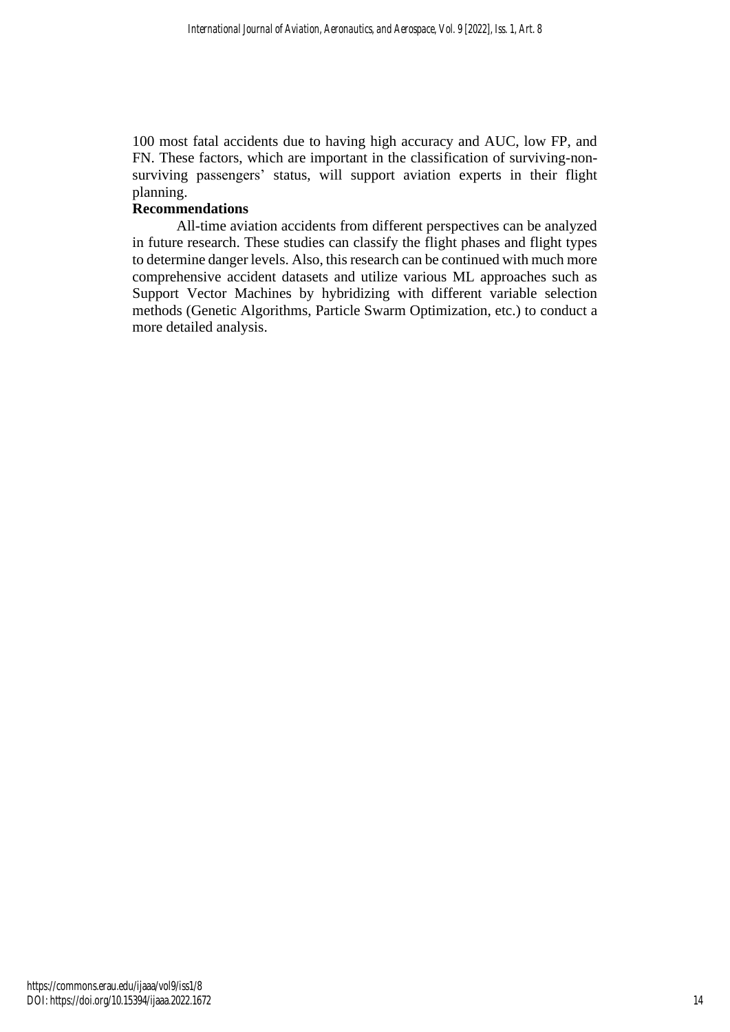100 most fatal accidents due to having high accuracy and AUC, low FP, and FN. These factors, which are important in the classification of surviving-non-surviving passengers' status, will support aviation experts in their flight planning.

**Recommendations**

All-time aviation accidents from different perspectives can be analyzed in future research. These studies can classify the flight phases and flight types to determine danger levels. Also, this research can be continued with much more comprehensive accident datasets and utilize various ML approaches such as Support Vector Machines by hybridizing with different variable selection methods (Genetic Algorithms, Particle Swarm Optimization, etc.) to conduct a more detailed analysis.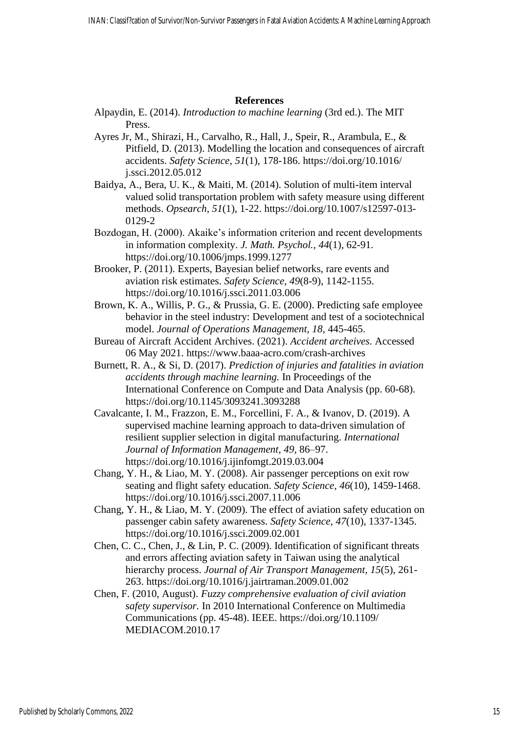**References**

Alpaydin, E. (2014). *Introduction to machine learning* (3rd ed.). The MIT Press.

Ayres Jr, M., Shirazi, H., Carvalho, R., Hall, J., Speir, R., Arambula, E., & Pitfield, D. (2013). Modelling the location and consequences of aircraft accidents. *Safety Science, 51*(1), 178-186. https://doi.org/10.1016/j.ssci.2012.05.012

Baidya, A., Bera, U. K., & Maiti, M. (2014). Solution of multi-item interval valued solid transportation problem with safety measure using different methods. *Opsearch, 51*(1), 1-22. https://doi.org/10.1007/s12597-013-0129-2

Bozdogan, H. (2000). Akaike's information criterion and recent developments in information complexity. *J. Math. Psychol., 44*(1), 62-91. https://doi.org/10.1006/jmps.1999.1277

Brooker, P. (2011). Experts, Bayesian belief networks, rare events and aviation risk estimates. *Safety Science, 49*(8-9), 1142-1155. https://doi.org/10.1016/j.ssci.2011.03.006

Brown, K. A., Willis, P. G., & Prussia, G. E. (2000). Predicting safe employee behavior in the steel industry: Development and test of a sociotechnical model. *Journal of Operations Management, 18*, 445-465.

Bureau of Aircraft Accident Archives. (2021). *Accident archeives*. Accessed 06 May 2021. https://www.baaa-acro.com/crash-archives

Burnett, R. A., & Si, D. (2017). *Prediction of injuries and fatalities in aviation accidents through machine learning.* In Proceedings of the International Conference on Compute and Data Analysis (pp. 60-68). https://doi.org/10.1145/3093241.3093288

Cavalcante, I. M., Frazzon, E. M., Forcellini, F. A., & Ivanov, D. (2019). A supervised machine learning approach to data-driven simulation of resilient supplier selection in digital manufacturing. *International Journal of Information Management, 49*, 86–97. https://doi.org/10.1016/j.ijinfomgt.2019.03.004

Chang, Y. H., & Liao, M. Y. (2008). Air passenger perceptions on exit row seating and flight safety education. *Safety Science, 46*(10), 1459-1468. https://doi.org/10.1016/j.ssci.2007.11.006

Chang, Y. H., & Liao, M. Y. (2009). The effect of aviation safety education on passenger cabin safety awareness. *Safety Science, 47*(10), 1337-1345. https://doi.org/10.1016/j.ssci.2009.02.001

Chen, C. C., Chen, J., & Lin, P. C. (2009). Identification of significant threats and errors affecting aviation safety in Taiwan using the analytical hierarchy process. *Journal of Air Transport Management, 15*(5), 261-263. https://doi.org/10.1016/j.jairtraman.2009.01.002

Chen, F. (2010, August). *Fuzzy comprehensive evaluation of civil aviation safety supervisor.* In 2010 International Conference on Multimedia Communications (pp. 45-48). IEEE. https://doi.org/10.1109/MEDIACOM.2010.17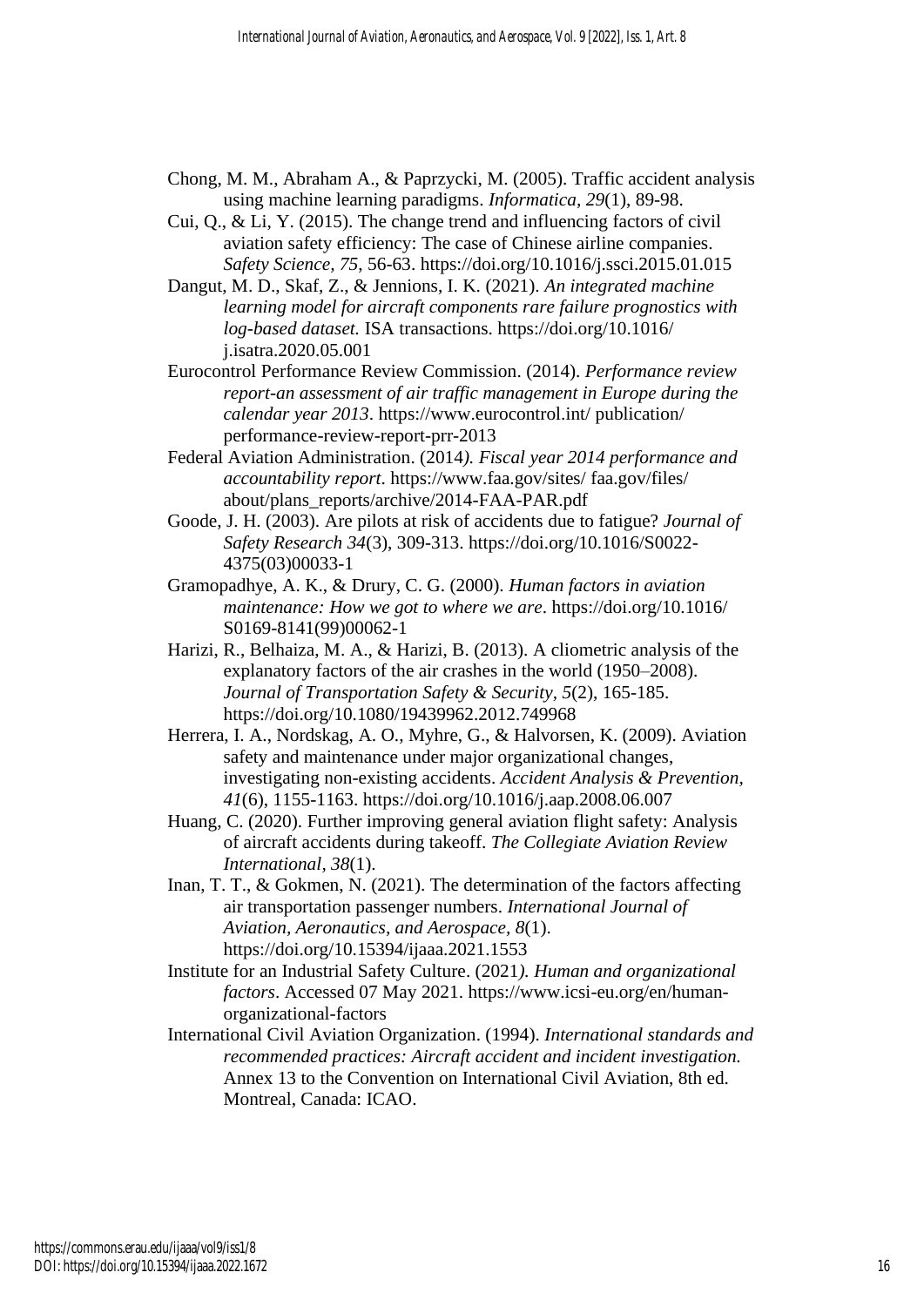Chong, M. M., Abraham A., & Paprzycki, M. (2005). Traffic accident analysis using machine learning paradigms. *Informatica, 29*(1), 89-98.

Cui, Q., & Li, Y. (2015). The change trend and influencing factors of civil aviation safety efficiency: The case of Chinese airline companies. *Safety Science, 75*, 56-63. https://doi.org/10.1016/j.ssci.2015.01.015

Dangut, M. D., Skaf, Z., & Jennions, I. K. (2021). *An integrated machine learning model for aircraft components rare failure prognostics with log-based dataset.* ISA transactions. https://doi.org/10.1016/ j.isatra.2020.05.001

Eurocontrol Performance Review Commission. (2014). *Performance review report-an assessment of air traffic management in Europe during the calendar year 2013*. https://www.eurocontrol.int/ publication/ performance-review-report-prr-2013

Federal Aviation Administration. (2014*). Fiscal year 2014 performance and accountability report*. https://www.faa.gov/sites/ faa.gov/files/ about/plans_reports/archive/2014-FAA-PAR.pdf

Goode, J. H. (2003). Are pilots at risk of accidents due to fatigue? *Journal of Safety Research 34*(3), 309-313. https://doi.org/10.1016/S0022-4375(03)00033-1

Gramopadhye, A. K., & Drury, C. G. (2000). *Human factors in aviation maintenance: How we got to where we are*. https://doi.org/10.1016/ S0169-8141(99)00062-1

Harizi, R., Belhaiza, M. A., & Harizi, B. (2013). A cliometric analysis of the explanatory factors of the air crashes in the world (1950–2008). *Journal of Transportation Safety & Security, 5*(2), 165-185. https://doi.org/10.1080/19439962.2012.749968

Herrera, I. A., Nordskag, A. O., Myhre, G., & Halvorsen, K. (2009). Aviation safety and maintenance under major organizational changes, investigating non-existing accidents. *Accident Analysis & Prevention, 41*(6), 1155-1163. https://doi.org/10.1016/j.aap.2008.06.007

Huang, C. (2020). Further improving general aviation flight safety: Analysis of aircraft accidents during takeoff. *The Collegiate Aviation Review International, 38*(1).

Inan, T. T., & Gokmen, N. (2021). The determination of the factors affecting air transportation passenger numbers. *International Journal of Aviation, Aeronautics, and Aerospace, 8*(1). https://doi.org/10.15394/ijaaa.2021.1553

Institute for an Industrial Safety Culture. (2021*). Human and organizational factors*. Accessed 07 May 2021. https://www.icsi-eu.org/en/human-organizational-factors

International Civil Aviation Organization. (1994). *International standards and recommended practices: Aircraft accident and incident investigation.* Annex 13 to the Convention on International Civil Aviation, 8th ed. Montreal, Canada: ICAO.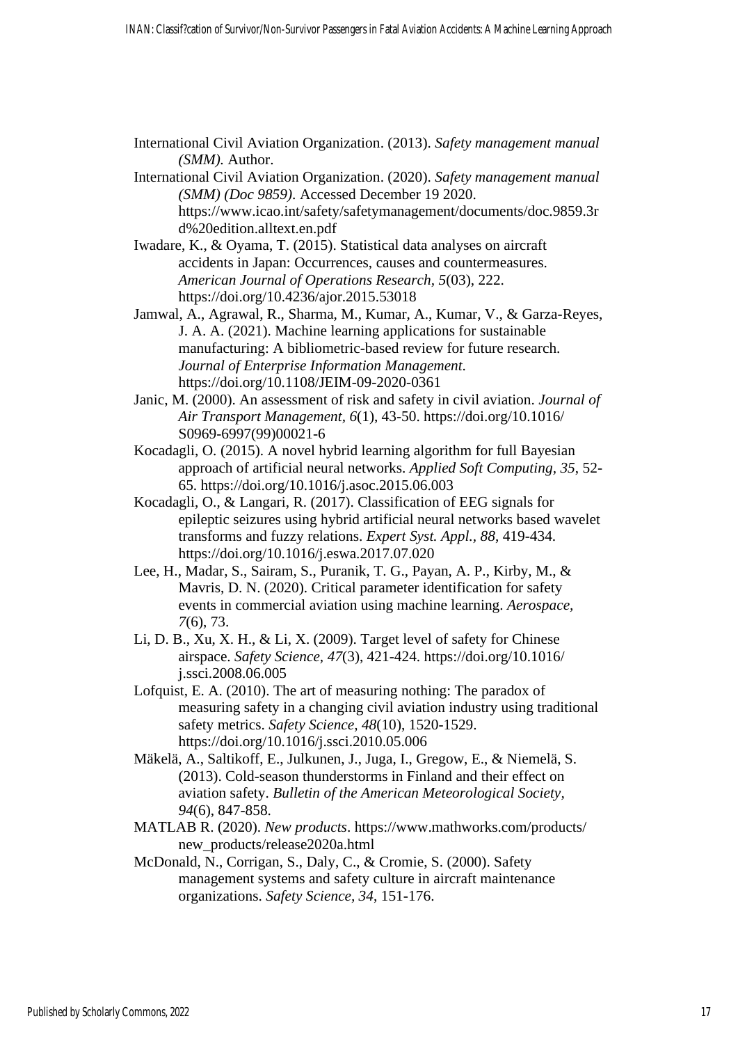International Civil Aviation Organization. (2013). *Safety management manual (SMM).* Author.

International Civil Aviation Organization. (2020). *Safety management manual (SMM) (Doc 9859)*. Accessed December 19 2020. https://www.icao.int/safety/safetymanagement/documents/doc.9859.3rd%20edition.alltext.en.pdf

Iwadare, K., & Oyama, T. (2015). Statistical data analyses on aircraft accidents in Japan: Occurrences, causes and countermeasures. *American Journal of Operations Research, 5*(03), 222. https://doi.org/10.4236/ajor.2015.53018

Jamwal, A., Agrawal, R., Sharma, M., Kumar, A., Kumar, V., & Garza-Reyes, J. A. A. (2021). Machine learning applications for sustainable manufacturing: A bibliometric-based review for future research. *Journal of Enterprise Information Management*. https://doi.org/10.1108/JEIM-09-2020-0361

Janic, M. (2000). An assessment of risk and safety in civil aviation. *Journal of Air Transport Management, 6*(1), 43-50. https://doi.org/10.1016/S0969-6997(99)00021-6

Kocadagli, O. (2015). A novel hybrid learning algorithm for full Bayesian approach of artificial neural networks. *Applied Soft Computing, 35*, 52-65. https://doi.org/10.1016/j.asoc.2015.06.003

Kocadagli, O., & Langari, R. (2017). Classification of EEG signals for epileptic seizures using hybrid artificial neural networks based wavelet transforms and fuzzy relations. *Expert Syst. Appl., 88*, 419-434. https://doi.org/10.1016/j.eswa.2017.07.020

Lee, H., Madar, S., Sairam, S., Puranik, T. G., Payan, A. P., Kirby, M., & Mavris, D. N. (2020). Critical parameter identification for safety events in commercial aviation using machine learning. *Aerospace, 7*(6), 73.

Li, D. B., Xu, X. H., & Li, X. (2009). Target level of safety for Chinese airspace. *Safety Science, 47*(3), 421-424. https://doi.org/10.1016/j.ssci.2008.06.005

Lofquist, E. A. (2010). The art of measuring nothing: The paradox of measuring safety in a changing civil aviation industry using traditional safety metrics. *Safety Science, 48*(10), 1520-1529. https://doi.org/10.1016/j.ssci.2010.05.006

Mäkelä, A., Saltikoff, E., Julkunen, J., Juga, I., Gregow, E., & Niemelä, S. (2013). Cold-season thunderstorms in Finland and their effect on aviation safety. *Bulletin of the American Meteorological Society, 94*(6), 847-858.

MATLAB R. (2020). *New products*. https://www.mathworks.com/products/new_products/release2020a.html

McDonald, N., Corrigan, S., Daly, C., & Cromie, S. (2000). Safety management systems and safety culture in aircraft maintenance organizations. *Safety Science, 34*, 151-176.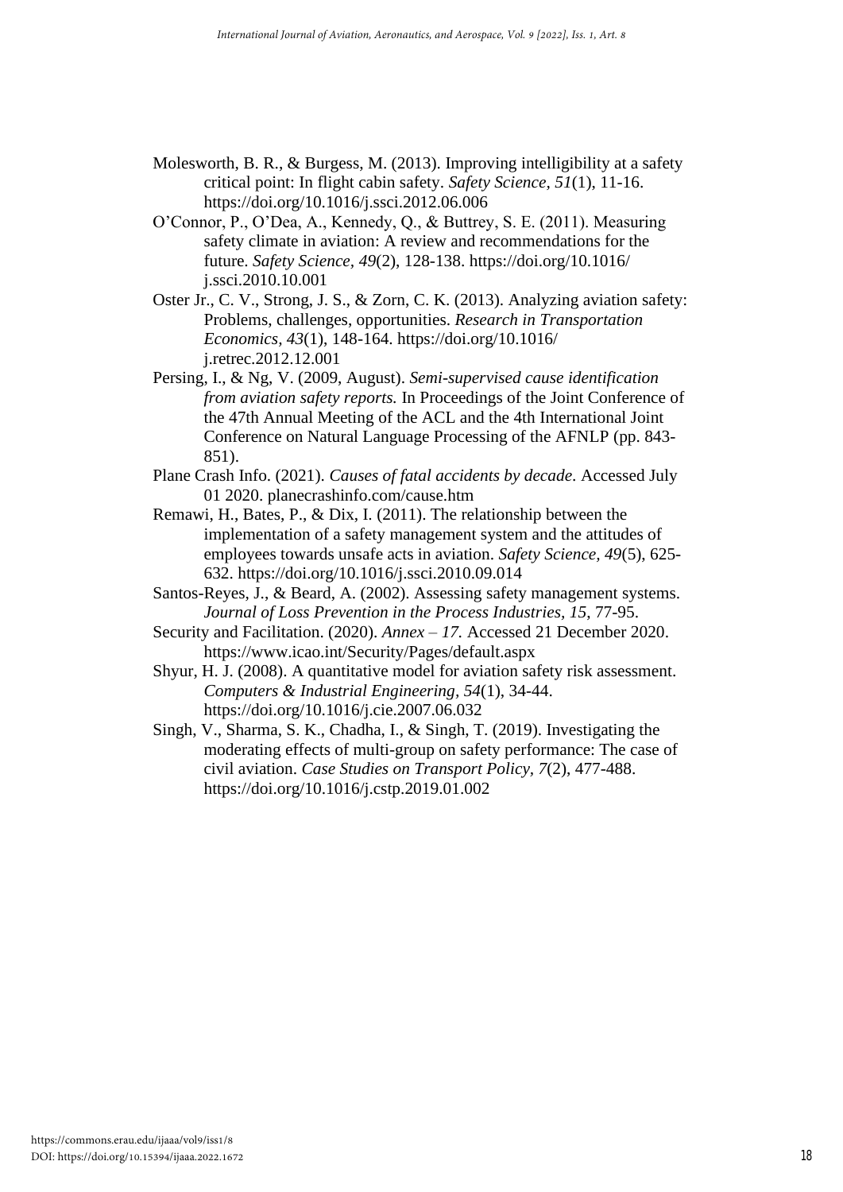Molesworth, B. R., & Burgess, M. (2013). Improving intelligibility at a safety critical point: In flight cabin safety. *Safety Science, 51*(1), 11-16. https://doi.org/10.1016/j.ssci.2012.06.006

O'Connor, P., O'Dea, A., Kennedy, Q., & Buttrey, S. E. (2011). Measuring safety climate in aviation: A review and recommendations for the future. *Safety Science, 49*(2), 128-138. https://doi.org/10.1016/j.ssci.2010.10.001

Oster Jr., C. V., Strong, J. S., & Zorn, C. K. (2013). Analyzing aviation safety: Problems, challenges, opportunities. *Research in Transportation Economics, 43*(1), 148-164. https://doi.org/10.1016/j.retrec.2012.12.001

Persing, I., & Ng, V. (2009, August). *Semi-supervised cause identification from aviation safety reports.* In Proceedings of the Joint Conference of the 47th Annual Meeting of the ACL and the 4th International Joint Conference on Natural Language Processing of the AFNLP (pp. 843-851).

Plane Crash Info. (2021). *Causes of fatal accidents by decade*. Accessed July 01 2020. planecrashinfo.com/cause.htm

Remawi, H., Bates, P., & Dix, I. (2011). The relationship between the implementation of a safety management system and the attitudes of employees towards unsafe acts in aviation. *Safety Science, 49*(5), 625-632. https://doi.org/10.1016/j.ssci.2010.09.014

Santos-Reyes, J., & Beard, A. (2002). Assessing safety management systems. *Journal of Loss Prevention in the Process Industries, 15*, 77-95.

Security and Facilitation. (2020). *Annex – 17.* Accessed 21 December 2020. https://www.icao.int/Security/Pages/default.aspx

Shyur, H. J. (2008). A quantitative model for aviation safety risk assessment. *Computers & Industrial Engineering, 54*(1), 34-44. https://doi.org/10.1016/j.cie.2007.06.032

Singh, V., Sharma, S. K., Chadha, I., & Singh, T. (2019). Investigating the moderating effects of multi-group on safety performance: The case of civil aviation. *Case Studies on Transport Policy, 7*(2), 477-488. https://doi.org/10.1016/j.cstp.2019.01.002